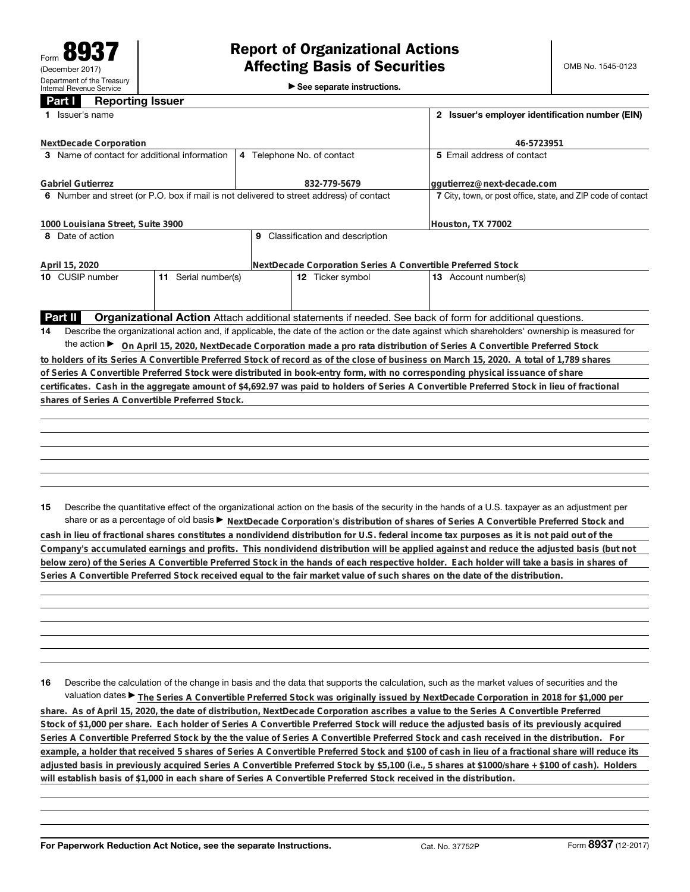Form **8937**
(December 2017)
Department of the Treasury
Internal Revenue Service

# Report of Organizational Actions Affecting Basis of Securities

▶ See separate instructions.

OMB No. 1545-0123

## Part I Reporting Issuer

| | | | |
|---|---|---|---|
| **1** Issuer's name<br>NextDecade Corporation | | | **2** Issuer's employer identification number (EIN)<br>46-5723951 |
| **3** Name of contact for additional information<br>Gabriel Gutierrez | **4** Telephone No. of contact<br>832-779-5679 | | **5** Email address of contact<br>ggutierrez@next-decade.com |
| **6** Number and street (or P.O. box if mail is not delivered to street address) of contact<br>1000 Louisiana Street, Suite 3900 | | | **7** City, town, or post office, state, and ZIP code of contact<br>Houston, TX 77002 |
| **8** Date of action<br>April 15, 2020 | **9** Classification and description<br>NextDecade Corporation Series A Convertible Preferred Stock | | |
| **10** CUSIP number | **11** Serial number(s) | **12** Ticker symbol | **13** Account number(s) |

## Part II Organizational Action

Attach additional statements if needed. See back of form for additional questions.

**14** Describe the organizational action and, if applicable, the date of the action or the date against which shareholders' ownership is measured for the action ▶ On April 15, 2020, NextDecade Corporation made a pro rata distribution of Series A Convertible Preferred Stock to holders of its Series A Convertible Preferred Stock of record as of the close of business on March 15, 2020. A total of 1,789 shares of Series A Convertible Preferred Stock were distributed in book-entry form, with no corresponding physical issuance of share certificates. Cash in the aggregate amount of $4,692.97 was paid to holders of Series A Convertible Preferred Stock in lieu of fractional shares of Series A Convertible Preferred Stock.

**15** Describe the quantitative effect of the organizational action on the basis of the security in the hands of a U.S. taxpayer as an adjustment per share or as a percentage of old basis ▶ NextDecade Corporation's distribution of shares of Series A Convertible Preferred Stock and cash in lieu of fractional shares constitutes a nondividend distribution for U.S. federal income tax purposes as it is not paid out of the Company's accumulated earnings and profits. This nondividend distribution will be applied against and reduce the adjusted basis (but not below zero) of the Series A Convertible Preferred Stock in the hands of each respective holder. Each holder will take a basis in shares of Series A Convertible Preferred Stock received equal to the fair market value of such shares on the date of the distribution.

**16** Describe the calculation of the change in basis and the data that supports the calculation, such as the market values of securities and the valuation dates ▶ The Series A Convertible Preferred Stock was originally issued by NextDecade Corporation in 2018 for $1,000 per share. As of April 15, 2020, the date of distribution, NextDecade Corporation ascribes a value to the Series A Convertible Preferred Stock of $1,000 per share. Each holder of Series A Convertible Preferred Stock will reduce the adjusted basis of its previously acquired Series A Convertible Preferred Stock by the the value of Series A Convertible Preferred Stock and cash received in the distribution. For example, a holder that received 5 shares of Series A Convertible Preferred Stock and $100 of cash in lieu of a fractional share will reduce its adjusted basis in previously acquired Series A Convertible Preferred Stock by $5,100 (i.e., 5 shares at $1000/share + $100 of cash). Holders will establish basis of $1,000 in each share of Series A Convertible Preferred Stock received in the distribution.

For Paperwork Reduction Act Notice, see the separate Instructions. Cat. No. 37752P Form **8937** (12-2017)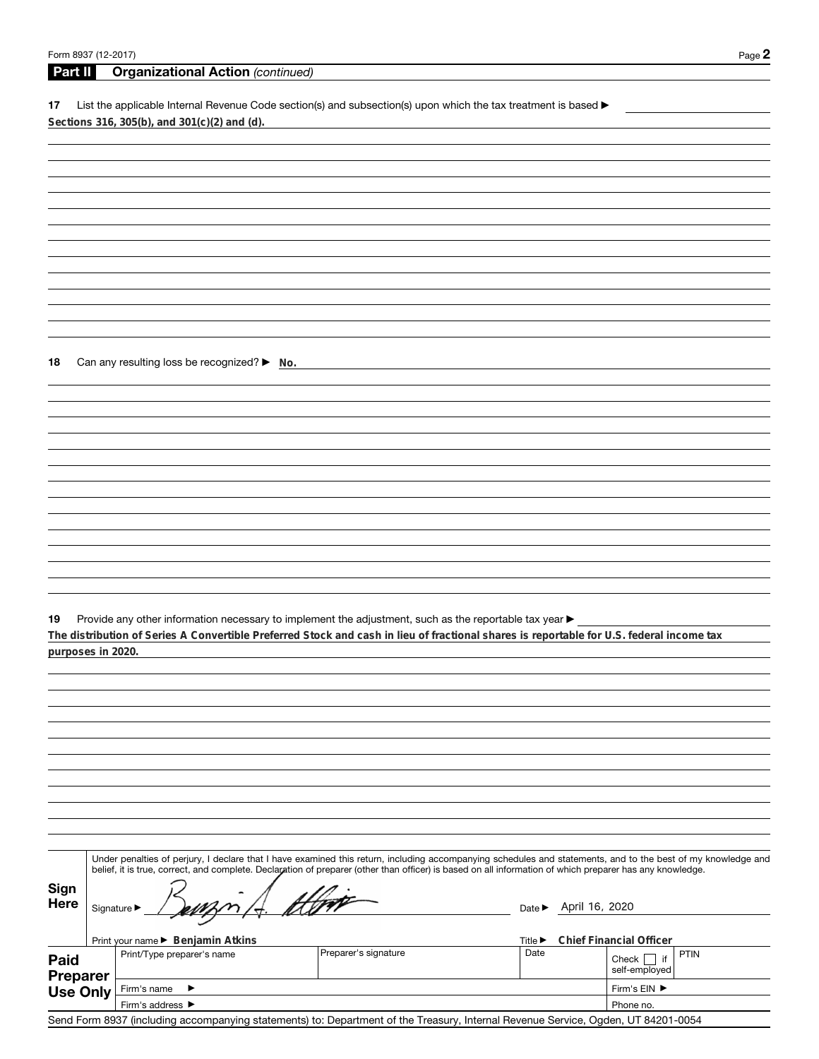**Part II** **Organizational Action** *(continued)*

**17** List the applicable Internal Revenue Code section(s) and subsection(s) upon which the tax treatment is based ▶

**Sections 316, 305(b), and 301(c)(2) and (d).**

**18** Can any resulting loss be recognized? ▶ **No.**

**19** Provide any other information necessary to implement the adjustment, such as the reportable tax year ▶

**The distribution of Series A Convertible Preferred Stock and cash in lieu of fractional shares is reportable for U.S. federal income tax purposes in 2020.**

**Sign Here**

Under penalties of perjury, I declare that I have examined this return, including accompanying schedules and statements, and to the best of my knowledge and belief, it is true, correct, and complete. Declaration of preparer (other than officer) is based on all information of which preparer has any knowledge.

Signature ▶ [signature] Date ▶ April 16, 2020

Print your name ▶ **Benjamin Atkins** Title ▶ **Chief Financial Officer**

| **Paid Preparer Use Only** | | | | |
|---|---|---|---|---|
| Print/Type preparer's name | Preparer's signature | Date | Check ☐ if self-employed | PTIN |
| Firm's name ▶ | | | Firm's EIN ▶ | |
| Firm's address ▶ | | | Phone no. | |

Send Form 8937 (including accompanying statements) to: Department of the Treasury, Internal Revenue Service, Ogden, UT 84201-0054